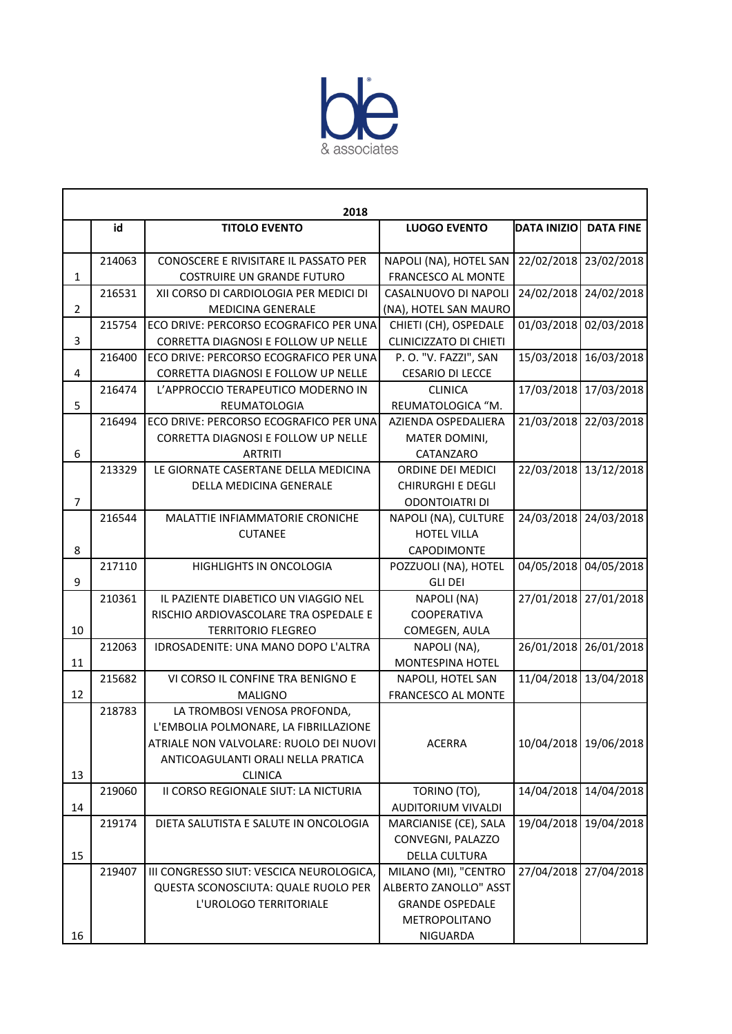ble & associates

| | | 2018 | | | |
|---|---|---|---|---|---|
| | id | TITOLO EVENTO | LUOGO EVENTO | DATA INIZIO | DATA FINE |
| 1 | 214063 | CONOSCERE E RIVISITARE IL PASSATO PER COSTRUIRE UN GRANDE FUTURO | NAPOLI (NA), HOTEL SAN FRANCESCO AL MONTE | 22/02/2018 | 23/02/2018 |
| 2 | 216531 | XII CORSO DI CARDIOLOGIA PER MEDICI DI MEDICINA GENERALE | CASALNUOVO DI NAPOLI (NA), HOTEL SAN MAURO | 24/02/2018 | 24/02/2018 |
| 3 | 215754 | ECO DRIVE: PERCORSO ECOGRAFICO PER UNA CORRETTA DIAGNOSI E FOLLOW UP NELLE | CHIETI (CH), OSPEDALE CLINICIZZATO DI CHIETI | 01/03/2018 | 02/03/2018 |
| 4 | 216400 | ECO DRIVE: PERCORSO ECOGRAFICO PER UNA CORRETTA DIAGNOSI E FOLLOW UP NELLE | P. O. "V. FAZZI", SAN CESARIO DI LECCE | 15/03/2018 | 16/03/2018 |
| 5 | 216474 | L'APPROCCIO TERAPEUTICO MODERNO IN REUMATOLOGIA | CLINICA REUMATOLOGICA "M. | 17/03/2018 | 17/03/2018 |
| 6 | 216494 | ECO DRIVE: PERCORSO ECOGRAFICO PER UNA CORRETTA DIAGNOSI E FOLLOW UP NELLE ARTRITI | AZIENDA OSPEDALIERA MATER DOMINI, CATANZARO | 21/03/2018 | 22/03/2018 |
| 7 | 213329 | LE GIORNATE CASERTANE DELLA MEDICINA DELLA MEDICINA GENERALE | ORDINE DEI MEDICI CHIRURGHI E DEGLI ODONTOIATRI DI | 22/03/2018 | 13/12/2018 |
| 8 | 216544 | MALATTIE INFIAMMATORIE CRONICHE CUTANEE | NAPOLI (NA), CULTURE HOTEL VILLA CAPODIMONTE | 24/03/2018 | 24/03/2018 |
| 9 | 217110 | HIGHLIGHTS IN ONCOLOGIA | POZZUOLI (NA), HOTEL GLI DEI | 04/05/2018 | 04/05/2018 |
| 10 | 210361 | IL PAZIENTE DIABETICO UN VIAGGIO NEL RISCHIO ARDIOVASCOLARE TRA OSPEDALE E TERRITORIO FLEGREO | NAPOLI (NA) COOPERATIVA COMEGEN, AULA | 27/01/2018 | 27/01/2018 |
| 11 | 212063 | IDROSADENITE: UNA MANO DOPO L'ALTRA | NAPOLI (NA), MONTESPINA HOTEL | 26/01/2018 | 26/01/2018 |
| 12 | 215682 | VI CORSO IL CONFINE TRA BENIGNO E MALIGNO | NAPOLI, HOTEL SAN FRANCESCO AL MONTE | 11/04/2018 | 13/04/2018 |
| 13 | 218783 | LA TROMBOSI VENOSA PROFONDA, L'EMBOLIA POLMONARE, LA FIBRILLAZIONE ATRIALE NON VALVOLARE: RUOLO DEI NUOVI ANTICOAGULANTI ORALI NELLA PRATICA CLINICA | ACERRA | 10/04/2018 | 19/06/2018 |
| 14 | 219060 | II CORSO REGIONALE SIUT: LA NICTURIA | TORINO (TO), AUDITORIUM VIVALDI | 14/04/2018 | 14/04/2018 |
| 15 | 219174 | DIETA SALUTISTA E SALUTE IN ONCOLOGIA | MARCIANISE (CE), SALA CONVEGNI, PALAZZO DELLA CULTURA | 19/04/2018 | 19/04/2018 |
| 16 | 219407 | III CONGRESSO SIUT: VESCICA NEUROLOGICA, QUESTA SCONOSCIUTA: QUALE RUOLO PER L'UROLOGO TERRITORIALE | MILANO (MI), "CENTRO ALBERTO ZANOLLO" ASST GRANDE OSPEDALE METROPOLITANO NIGUARDA | 27/04/2018 | 27/04/2018 |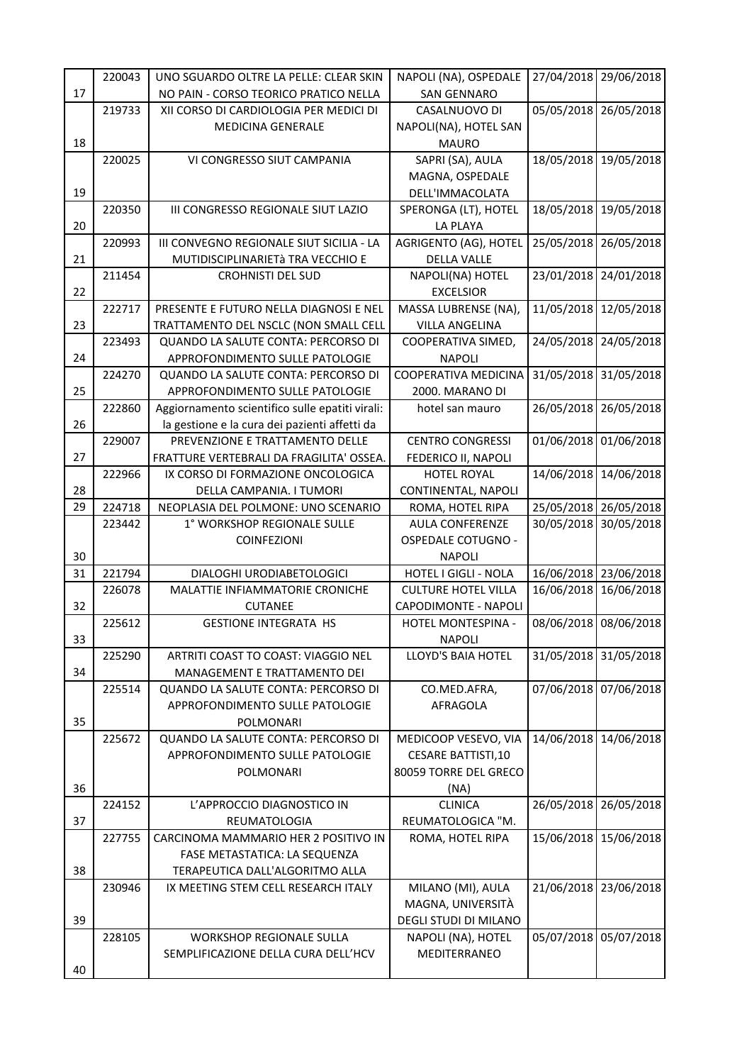| 17 | 220043 | UNO SGUARDO OLTRE LA PELLE: CLEAR SKIN NO PAIN - CORSO TEORICO PRATICO NELLA | NAPOLI (NA), OSPEDALE SAN GENNARO | 27/04/2018 | 29/06/2018 |
|---|---|---|---|---|---|
| 18 | 219733 | XII CORSO DI CARDIOLOGIA PER MEDICI DI MEDICINA GENERALE | CASALNUOVO DI NAPOLI(NA), HOTEL SAN MAURO | 05/05/2018 | 26/05/2018 |
| 19 | 220025 | VI CONGRESSO SIUT CAMPANIA | SAPRI (SA), AULA MAGNA, OSPEDALE DELL'IMMACOLATA | 18/05/2018 | 19/05/2018 |
| 20 | 220350 | III CONGRESSO REGIONALE SIUT LAZIO | SPERONGA (LT), HOTEL LA PLAYA | 18/05/2018 | 19/05/2018 |
| 21 | 220993 | III CONVEGNO REGIONALE SIUT SICILIA - LA MUTIDISCIPLINARIETà TRA VECCHIO E | AGRIGENTO (AG), HOTEL DELLA VALLE | 25/05/2018 | 26/05/2018 |
| 22 | 211454 | CROHNISTI DEL SUD | NAPOLI(NA) HOTEL EXCELSIOR | 23/01/2018 | 24/01/2018 |
| 23 | 222717 | PRESENTE E FUTURO NELLA DIAGNOSI E NEL TRATTAMENTO DEL NSCLC (NON SMALL CELL | MASSA LUBRENSE (NA), VILLA ANGELINA | 11/05/2018 | 12/05/2018 |
| 24 | 223493 | QUANDO LA SALUTE CONTA: PERCORSO DI APPROFONDIMENTO SULLE PATOLOGIE | COOPERATIVA SIMED, NAPOLI | 24/05/2018 | 24/05/2018 |
| 25 | 224270 | QUANDO LA SALUTE CONTA: PERCORSO DI APPROFONDIMENTO SULLE PATOLOGIE | COOPERATIVA MEDICINA 2000. MARANO DI | 31/05/2018 | 31/05/2018 |
| 26 | 222860 | Aggiornamento scientifico sulle epatiti virali: la gestione e la cura dei pazienti affetti da | hotel san mauro | 26/05/2018 | 26/05/2018 |
| 27 | 229007 | PREVENZIONE E TRATTAMENTO DELLE FRATTURE VERTEBRALI DA FRAGILITA' OSSEA. | CENTRO CONGRESSI FEDERICO II, NAPOLI | 01/06/2018 | 01/06/2018 |
| 28 | 222966 | IX CORSO DI FORMAZIONE ONCOLOGICA DELLA CAMPANIA. I TUMORI | HOTEL ROYAL CONTINENTAL, NAPOLI | 14/06/2018 | 14/06/2018 |
| 29 | 224718 | NEOPLASIA DEL POLMONE: UNO SCENARIO | ROMA, HOTEL RIPA | 25/05/2018 | 26/05/2018 |
| 30 | 223442 | 1° WORKSHOP REGIONALE SULLE COINFEZIONI | AULA CONFERENZE OSPEDALE COTUGNO - NAPOLI | 30/05/2018 | 30/05/2018 |
| 31 | 221794 | DIALOGHI URODIABETOLOGICI | HOTEL I GIGLI - NOLA | 16/06/2018 | 23/06/2018 |
| 32 | 226078 | MALATTIE INFIAMMATORIE CRONICHE CUTANEE | CULTURE HOTEL VILLA CAPODIMONTE - NAPOLI | 16/06/2018 | 16/06/2018 |
| 33 | 225612 | GESTIONE INTEGRATA HS | HOTEL MONTESPINA - NAPOLI | 08/06/2018 | 08/06/2018 |
| 34 | 225290 | ARTRITI COAST TO COAST: VIAGGIO NEL MANAGEMENT E TRATTAMENTO DEI | LLOYD'S BAIA HOTEL | 31/05/2018 | 31/05/2018 |
| 35 | 225514 | QUANDO LA SALUTE CONTA: PERCORSO DI APPROFONDIMENTO SULLE PATOLOGIE POLMONARI | CO.MED.AFRA, AFRAGOLA | 07/06/2018 | 07/06/2018 |
| 36 | 225672 | QUANDO LA SALUTE CONTA: PERCORSO DI APPROFONDIMENTO SULLE PATOLOGIE POLMONARI | MEDICOOP VESEVO, VIA CESARE BATTISTI,10 80059 TORRE DEL GRECO (NA) | 14/06/2018 | 14/06/2018 |
| 37 | 224152 | L'APPROCCIO DIAGNOSTICO IN REUMATOLOGIA | CLINICA REUMATOLOGICA "M. | 26/05/2018 | 26/05/2018 |
| 38 | 227755 | CARCINOMA MAMMARIO HER 2 POSITIVO IN FASE METASTATICA: LA SEQUENZA TERAPEUTICA DALL'ALGORITMO ALLA | ROMA, HOTEL RIPA | 15/06/2018 | 15/06/2018 |
| 39 | 230946 | IX MEETING STEM CELL RESEARCH ITALY | MILANO (MI), AULA MAGNA, UNIVERSITÀ DEGLI STUDI DI MILANO | 21/06/2018 | 23/06/2018 |
| 40 | 228105 | WORKSHOP REGIONALE SULLA SEMPLIFICAZIONE DELLA CURA DELL'HCV | NAPOLI (NA), HOTEL MEDITERRANEO | 05/07/2018 | 05/07/2018 |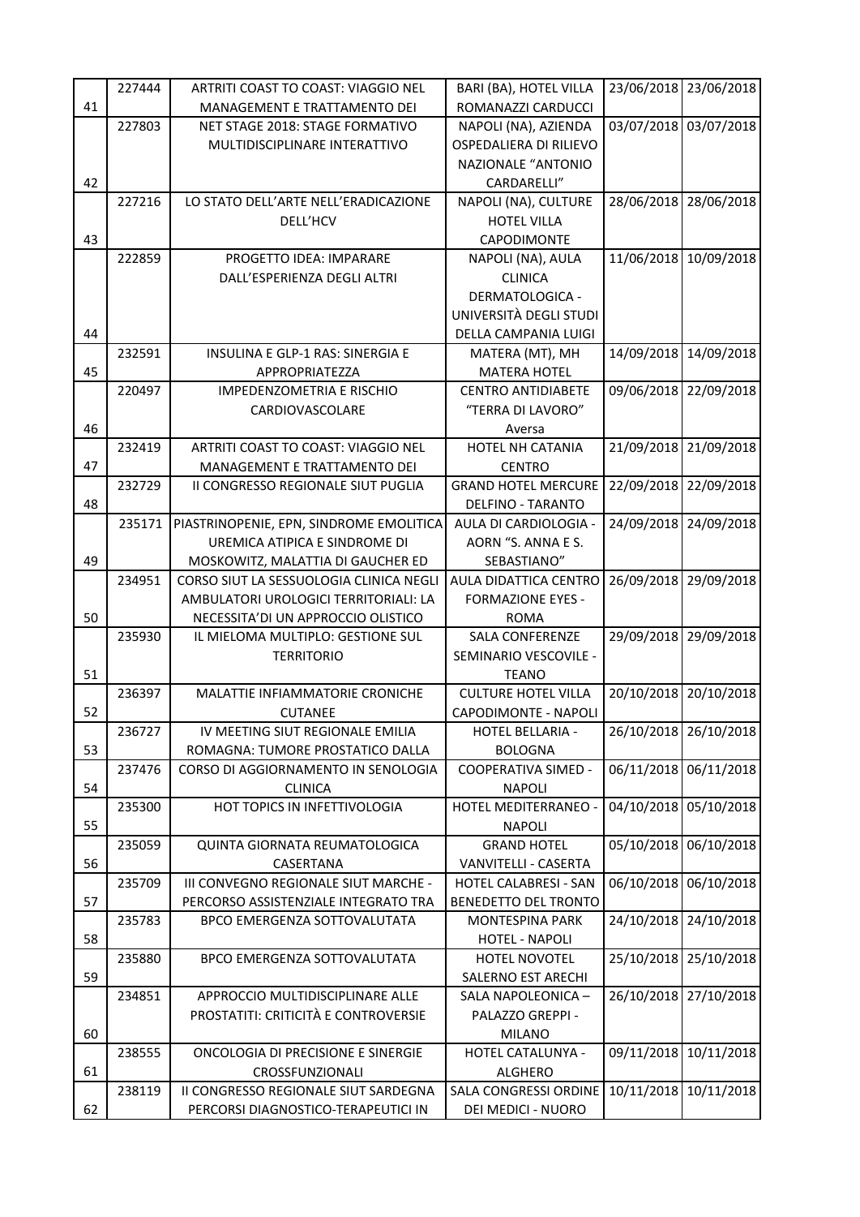| | | | | | |
|---|---|---|---|---|---|
| 41 | 227444 | ARTRITI COAST TO COAST: VIAGGIO NEL MANAGEMENT E TRATTAMENTO DEI | BARI (BA), HOTEL VILLA ROMANAZZI CARDUCCI | 23/06/2018 | 23/06/2018 |
| 42 | 227803 | NET STAGE 2018: STAGE FORMATIVO MULTIDISCIPLINARE INTERATTIVO | NAPOLI (NA), AZIENDA OSPEDALIERA DI RILIEVO NAZIONALE "ANTONIO CARDARELLI" | 03/07/2018 | 03/07/2018 |
| 43 | 227216 | LO STATO DELL'ARTE NELL'ERADICAZIONE DELL'HCV | NAPOLI (NA), CULTURE HOTEL VILLA CAPODIMONTE | 28/06/2018 | 28/06/2018 |
| 44 | 222859 | PROGETTO IDEA: IMPARARE DALL'ESPERIENZA DEGLI ALTRI | NAPOLI (NA), AULA CLINICA DERMATOLOGICA - UNIVERSITÀ DEGLI STUDI DELLA CAMPANIA LUIGI | 11/06/2018 | 10/09/2018 |
| 45 | 232591 | INSULINA E GLP-1 RAS: SINERGIA E APPROPRIATEZZA | MATERA (MT), MH MATERA HOTEL | 14/09/2018 | 14/09/2018 |
| 46 | 220497 | IMPEDENZOMETRIA E RISCHIO CARDIOVASCOLARE | CENTRO ANTIDIABETE "TERRA DI LAVORO" Aversa | 09/06/2018 | 22/09/2018 |
| 47 | 232419 | ARTRITI COAST TO COAST: VIAGGIO NEL MANAGEMENT E TRATTAMENTO DEI | HOTEL NH CATANIA CENTRO | 21/09/2018 | 21/09/2018 |
| 48 | 232729 | II CONGRESSO REGIONALE SIUT PUGLIA | GRAND HOTEL MERCURE DELFINO - TARANTO | 22/09/2018 | 22/09/2018 |
| 49 | 235171 | PIASTRINOPENIE, EPN, SINDROME EMOLITICA UREMICA ATIPICA E SINDROME DI MOSKOWITZ, MALATTIA DI GAUCHER ED | AULA DI CARDIOLOGIA - AORN "S. ANNA E S. SEBASTIANO" | 24/09/2018 | 24/09/2018 |
| 50 | 234951 | CORSO SIUT LA SESSUOLOGIA CLINICA NEGLI AMBULATORI UROLOGICI TERRITORIALI: LA NECESSITA'DI UN APPROCCIO OLISTICO | AULA DIDATTICA CENTRO FORMAZIONE EYES - ROMA | 26/09/2018 | 29/09/2018 |
| 51 | 235930 | IL MIELOMA MULTIPLO: GESTIONE SUL TERRITORIO | SALA CONFERENZE SEMINARIO VESCOVILE - TEANO | 29/09/2018 | 29/09/2018 |
| 52 | 236397 | MALATTIE INFIAMMATORIE CRONICHE CUTANEE | CULTURE HOTEL VILLA CAPODIMONTE - NAPOLI | 20/10/2018 | 20/10/2018 |
| 53 | 236727 | IV MEETING SIUT REGIONALE EMILIA ROMAGNA: TUMORE PROSTATICO DALLA | HOTEL BELLARIA - BOLOGNA | 26/10/2018 | 26/10/2018 |
| 54 | 237476 | CORSO DI AGGIORNAMENTO IN SENOLOGIA CLINICA | COOPERATIVA SIMED - NAPOLI | 06/11/2018 | 06/11/2018 |
| 55 | 235300 | HOT TOPICS IN INFETTIVOLOGIA | HOTEL MEDITERRANEO - NAPOLI | 04/10/2018 | 05/10/2018 |
| 56 | 235059 | QUINTA GIORNATA REUMATOLOGICA CASERTANA | GRAND HOTEL VANVITELLI - CASERTA | 05/10/2018 | 06/10/2018 |
| 57 | 235709 | III CONVEGNO REGIONALE SIUT MARCHE - PERCORSO ASSISTENZIALE INTEGRATO TRA | HOTEL CALABRESI - SAN BENEDETTO DEL TRONTO | 06/10/2018 | 06/10/2018 |
| 58 | 235783 | BPCO EMERGENZA SOTTOVALUTATA | MONTESPINA PARK HOTEL - NAPOLI | 24/10/2018 | 24/10/2018 |
| 59 | 235880 | BPCO EMERGENZA SOTTOVALUTATA | HOTEL NOVOTEL SALERNO EST ARECHI | 25/10/2018 | 25/10/2018 |
| 60 | 234851 | APPROCCIO MULTIDISCIPLINARE ALLE PROSTATITI: CRITICITÀ E CONTROVERSIE | SALA NAPOLEONICA – PALAZZO GREPPI - MILANO | 26/10/2018 | 27/10/2018 |
| 61 | 238555 | ONCOLOGIA DI PRECISIONE E SINERGIE CROSSFUNZIONALI | HOTEL CATALUNYA - ALGHERO | 09/11/2018 | 10/11/2018 |
| 62 | 238119 | II CONGRESSO REGIONALE SIUT SARDEGNA PERCORSI DIAGNOSTICO-TERAPEUTICI IN | SALA CONGRESSI ORDINE DEI MEDICI - NUORO | 10/11/2018 | 10/11/2018 |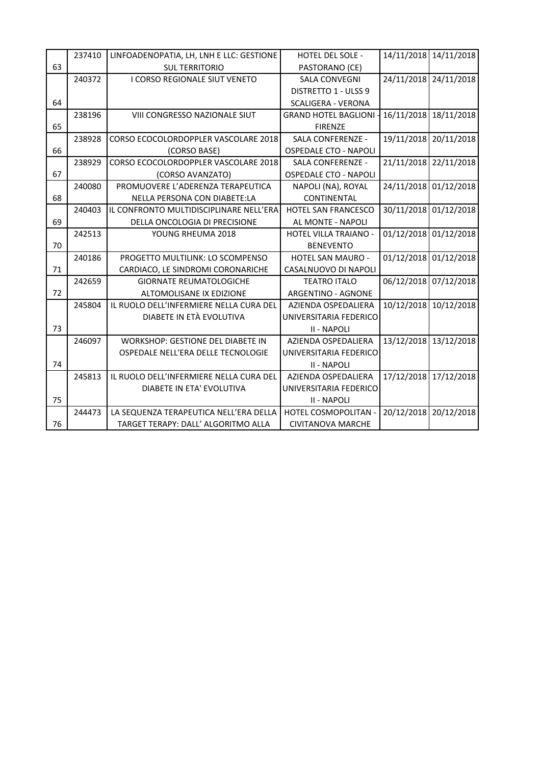| | | | | | |
|---|---|---|---|---|---|
| 63 | 237410 | LINFOADENOPATIA, LH, LNH E LLC: GESTIONE SUL TERRITORIO | HOTEL DEL SOLE - PASTORANO (CE) | 14/11/2018 | 14/11/2018 |
| 64 | 240372 | I CORSO REGIONALE SIUT VENETO | SALA CONVEGNI DISTRETTO 1 - ULSS 9 SCALIGERA - VERONA | 24/11/2018 | 24/11/2018 |
| 65 | 238196 | VIII CONGRESSO NAZIONALE SIUT | GRAND HOTEL BAGLIONI - FIRENZE | 16/11/2018 | 18/11/2018 |
| 66 | 238928 | CORSO ECOCOLORDOPPLER VASCOLARE 2018 (CORSO BASE) | SALA CONFERENZE - OSPEDALE CTO - NAPOLI | 19/11/2018 | 20/11/2018 |
| 67 | 238929 | CORSO ECOCOLORDOPPLER VASCOLARE 2018 (CORSO AVANZATO) | SALA CONFERENZE - OSPEDALE CTO - NAPOLI | 21/11/2018 | 22/11/2018 |
| 68 | 240080 | PROMUOVERE L'ADERENZA TERAPEUTICA NELLA PERSONA CON DIABETE:LA | NAPOLI (NA), ROYAL CONTINENTAL | 24/11/2018 | 01/12/2018 |
| 69 | 240403 | IL CONFRONTO MULTIDISCIPLINARE NELL'ERA DELLA ONCOLOGIA DI PRECISIONE | HOTEL SAN FRANCESCO AL MONTE - NAPOLI | 30/11/2018 | 01/12/2018 |
| 70 | 242513 | YOUNG RHEUMA 2018 | HOTEL VILLA TRAIANO - BENEVENTO | 01/12/2018 | 01/12/2018 |
| 71 | 240186 | PROGETTO MULTILINK: LO SCOMPENSO CARDIACO, LE SINDROMI CORONARICHE | HOTEL SAN MAURO - CASALNUOVO DI NAPOLI | 01/12/2018 | 01/12/2018 |
| 72 | 242659 | GIORNATE REUMATOLOGICHE ALTOMOLISANE IX EDIZIONE | TEATRO ITALO ARGENTINO - AGNONE | 06/12/2018 | 07/12/2018 |
| 73 | 245804 | IL RUOLO DELL'INFERMIERE NELLA CURA DEL DIABETE IN ETÀ EVOLUTIVA | AZIENDA OSPEDALIERA UNIVERSITARIA FEDERICO II - NAPOLI | 10/12/2018 | 10/12/2018 |
| 74 | 246097 | WORKSHOP: GESTIONE DEL DIABETE IN OSPEDALE NELL'ERA DELLE TECNOLOGIE | AZIENDA OSPEDALIERA UNIVERSITARIA FEDERICO II - NAPOLI | 13/12/2018 | 13/12/2018 |
| 75 | 245813 | IL RUOLO DELL'INFERMIERE NELLA CURA DEL DIABETE IN ETA' EVOLUTIVA | AZIENDA OSPEDALIERA UNIVERSITARIA FEDERICO II - NAPOLI | 17/12/2018 | 17/12/2018 |
| 76 | 244473 | LA SEQUENZA TERAPEUTICA NELL'ERA DELLA TARGET TERAPY: DALL' ALGORITMO ALLA | HOTEL COSMOPOLITAN - CIVITANOVA MARCHE | 20/12/2018 | 20/12/2018 |